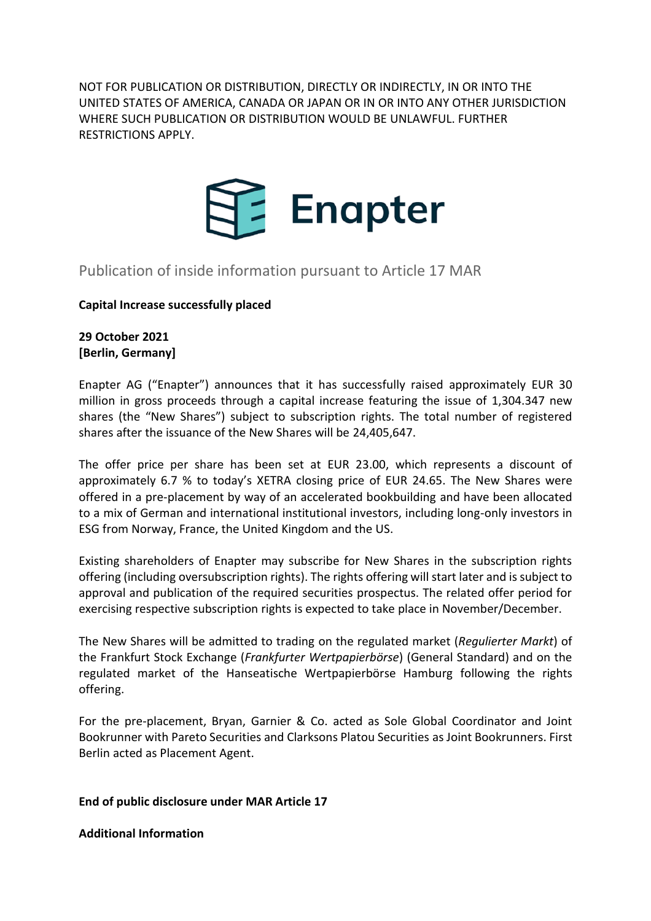NOT FOR PUBLICATION OR DISTRIBUTION, DIRECTLY OR INDIRECTLY, IN OR INTO THE UNITED STATES OF AMERICA, CANADA OR JAPAN OR IN OR INTO ANY OTHER JURISDICTION WHERE SUCH PUBLICATION OR DISTRIBUTION WOULD BE UNLAWFUL. FURTHER RESTRICTIONS APPLY.

Enapter

## Publication of inside information pursuant to Article 17 MAR

**Capital Increase successfully placed**

**29 October 2021**
**[Berlin, Germany]**

Enapter AG ("Enapter") announces that it has successfully raised approximately EUR 30 million in gross proceeds through a capital increase featuring the issue of 1,304.347 new shares (the "New Shares") subject to subscription rights. The total number of registered shares after the issuance of the New Shares will be 24,405,647.

The offer price per share has been set at EUR 23.00, which represents a discount of approximately 6.7 % to today's XETRA closing price of EUR 24.65. The New Shares were offered in a pre-placement by way of an accelerated bookbuilding and have been allocated to a mix of German and international institutional investors, including long-only investors in ESG from Norway, France, the United Kingdom and the US.

Existing shareholders of Enapter may subscribe for New Shares in the subscription rights offering (including oversubscription rights). The rights offering will start later and is subject to approval and publication of the required securities prospectus. The related offer period for exercising respective subscription rights is expected to take place in November/December.

The New Shares will be admitted to trading on the regulated market (*Regulierter Markt*) of the Frankfurt Stock Exchange (*Frankfurter Wertpapierbörse*) (General Standard) and on the regulated market of the Hanseatische Wertpapierbörse Hamburg following the rights offering.

For the pre-placement, Bryan, Garnier & Co. acted as Sole Global Coordinator and Joint Bookrunner with Pareto Securities and Clarksons Platou Securities as Joint Bookrunners. First Berlin acted as Placement Agent.

**End of public disclosure under MAR Article 17**

**Additional Information**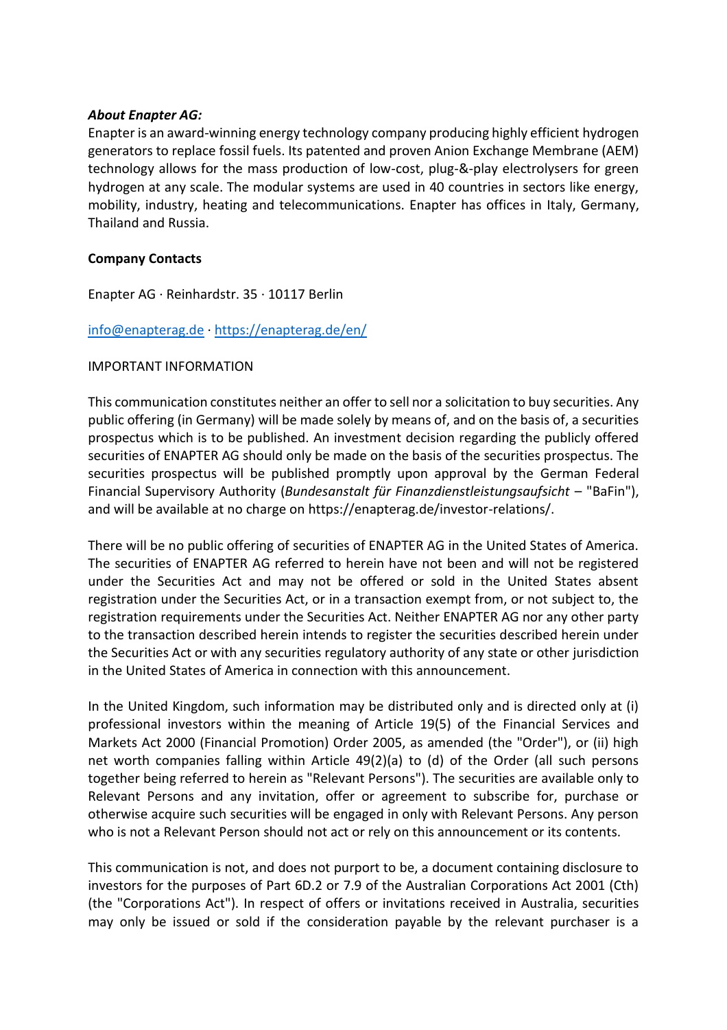***About Enapter AG:***

Enapter is an award-winning energy technology company producing highly efficient hydrogen generators to replace fossil fuels. Its patented and proven Anion Exchange Membrane (AEM) technology allows for the mass production of low-cost, plug-&-play electrolysers for green hydrogen at any scale. The modular systems are used in 40 countries in sectors like energy, mobility, industry, heating and telecommunications. Enapter has offices in Italy, Germany, Thailand and Russia.

**Company Contacts**

Enapter AG · Reinhardstr. 35 · 10117 Berlin

[info@enapterag.de](mailto:info@enapterag.de) · [https://enapterag.de/en/](https://enapterag.de/en/)

IMPORTANT INFORMATION

This communication constitutes neither an offer to sell nor a solicitation to buy securities. Any public offering (in Germany) will be made solely by means of, and on the basis of, a securities prospectus which is to be published. An investment decision regarding the publicly offered securities of ENAPTER AG should only be made on the basis of the securities prospectus. The securities prospectus will be published promptly upon approval by the German Federal Financial Supervisory Authority (*Bundesanstalt für Finanzdienstleistungsaufsicht* – "BaFin"), and will be available at no charge on https://enapterag.de/investor-relations/.

There will be no public offering of securities of ENAPTER AG in the United States of America. The securities of ENAPTER AG referred to herein have not been and will not be registered under the Securities Act and may not be offered or sold in the United States absent registration under the Securities Act, or in a transaction exempt from, or not subject to, the registration requirements under the Securities Act. Neither ENAPTER AG nor any other party to the transaction described herein intends to register the securities described herein under the Securities Act or with any securities regulatory authority of any state or other jurisdiction in the United States of America in connection with this announcement.

In the United Kingdom, such information may be distributed only and is directed only at (i) professional investors within the meaning of Article 19(5) of the Financial Services and Markets Act 2000 (Financial Promotion) Order 2005, as amended (the "Order"), or (ii) high net worth companies falling within Article 49(2)(a) to (d) of the Order (all such persons together being referred to herein as "Relevant Persons"). The securities are available only to Relevant Persons and any invitation, offer or agreement to subscribe for, purchase or otherwise acquire such securities will be engaged in only with Relevant Persons. Any person who is not a Relevant Person should not act or rely on this announcement or its contents.

This communication is not, and does not purport to be, a document containing disclosure to investors for the purposes of Part 6D.2 or 7.9 of the Australian Corporations Act 2001 (Cth) (the "Corporations Act"). In respect of offers or invitations received in Australia, securities may only be issued or sold if the consideration payable by the relevant purchaser is a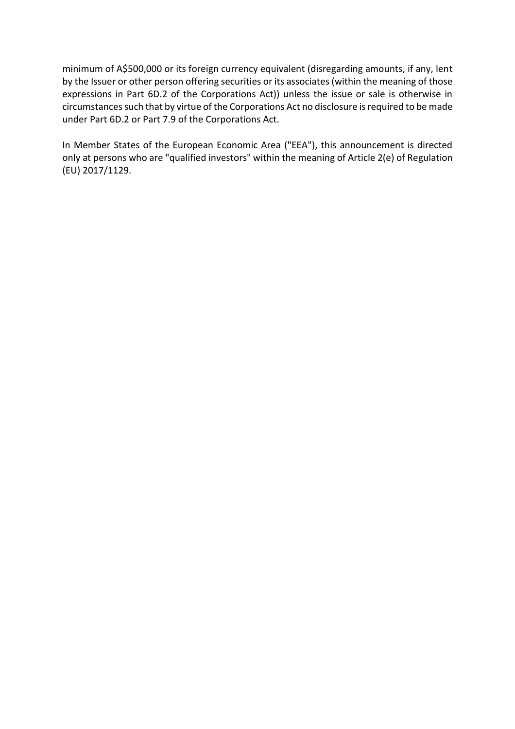minimum of A$500,000 or its foreign currency equivalent (disregarding amounts, if any, lent by the Issuer or other person offering securities or its associates (within the meaning of those expressions in Part 6D.2 of the Corporations Act)) unless the issue or sale is otherwise in circumstances such that by virtue of the Corporations Act no disclosure is required to be made under Part 6D.2 or Part 7.9 of the Corporations Act.

In Member States of the European Economic Area ("EEA"), this announcement is directed only at persons who are "qualified investors" within the meaning of Article 2(e) of Regulation (EU) 2017/1129.